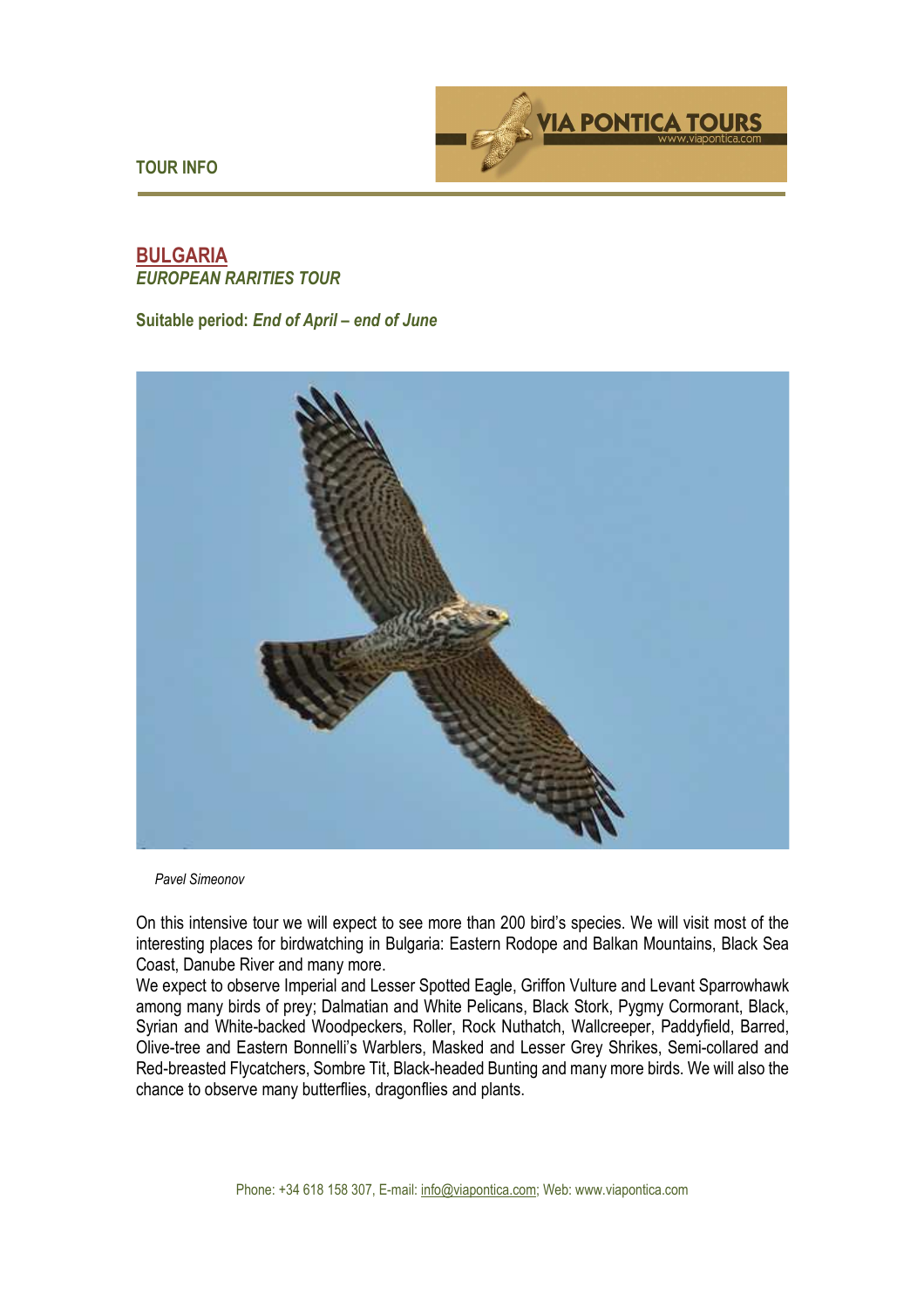TOUR INFO

# BULGARIA

## *EUROPEAN RARITIES TOUR*

**Suitable period:** ***End of April – end of June***

*Pavel Simeonov*

On this intensive tour we will expect to see more than 200 bird's species. We will visit most of the interesting places for birdwatching in Bulgaria: Eastern Rodope and Balkan Mountains, Black Sea Coast, Danube River and many more.

We expect to observe Imperial and Lesser Spotted Eagle, Griffon Vulture and Levant Sparrowhawk among many birds of prey; Dalmatian and White Pelicans, Black Stork, Pygmy Cormorant, Black, Syrian and White-backed Woodpeckers, Roller, Rock Nuthatch, Wallcreeper, Paddyfield, Barred, Olive-tree and Eastern Bonnelli's Warblers, Masked and Lesser Grey Shrikes, Semi-collared and Red-breasted Flycatchers, Sombre Tit, Black-headed Bunting and many more birds. We will also the chance to observe many butterflies, dragonflies and plants.

Phone: +34 618 158 307, E-mail: info@viapontica.com; Web: www.viapontica.com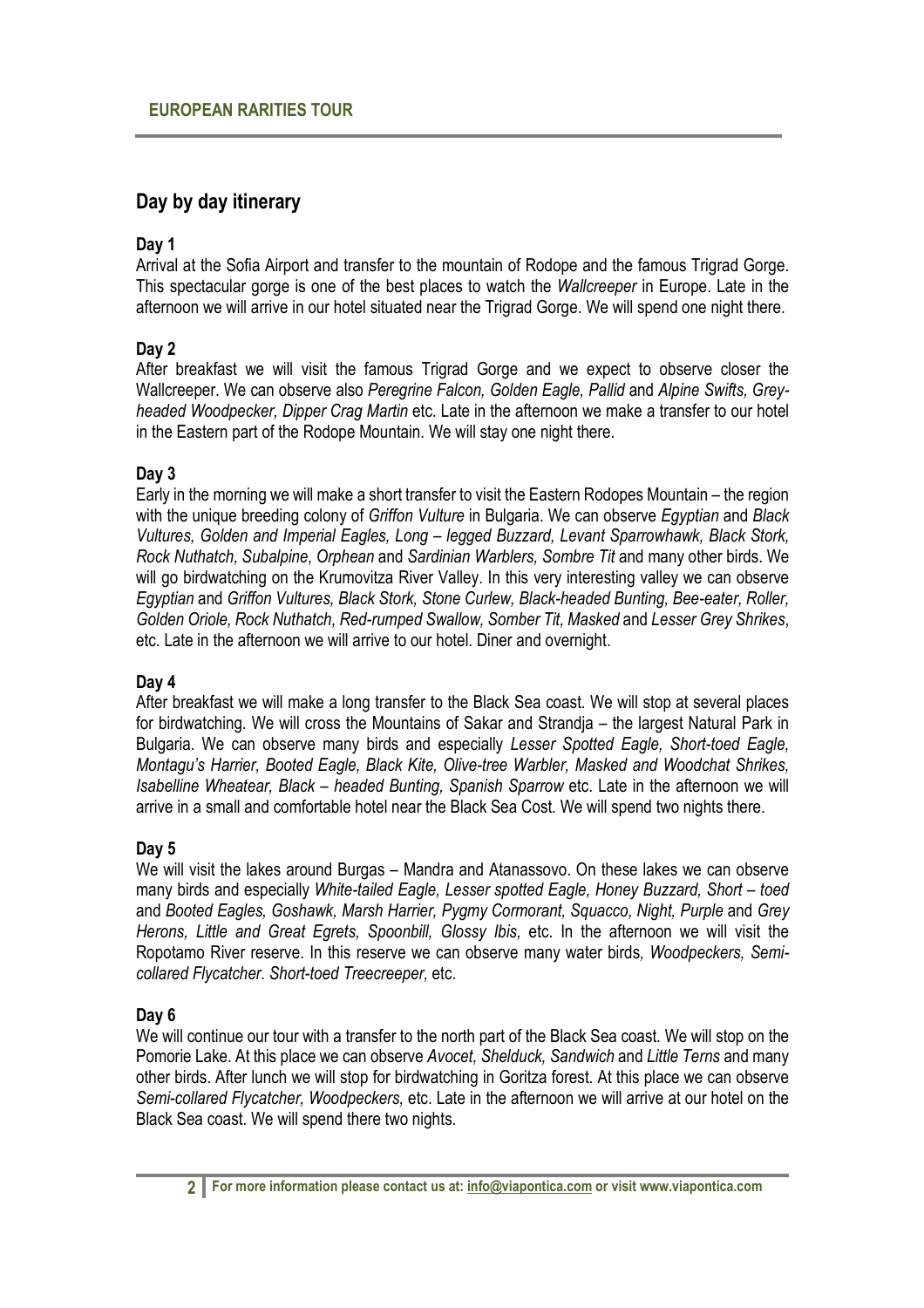## Day by day itinerary

### Day 1

Arrival at the Sofia Airport and transfer to the mountain of Rodope and the famous Trigrad Gorge. This spectacular gorge is one of the best places to watch the *Wallcreeper* in Europe. Late in the afternoon we will arrive in our hotel situated near the Trigrad Gorge. We will spend one night there.

### Day 2

After breakfast we will visit the famous Trigrad Gorge and we expect to observe closer the Wallcreeper. We can observe also *Peregrine Falcon, Golden Eagle, Pallid* and *Alpine Swifts, Grey-headed Woodpecker, Dipper Crag Martin* etc. Late in the afternoon we make a transfer to our hotel in the Eastern part of the Rodope Mountain. We will stay one night there.

### Day 3

Early in the morning we will make a short transfer to visit the Eastern Rodopes Mountain – the region with the unique breeding colony of *Griffon Vulture* in Bulgaria. We can observe *Egyptian* and *Black Vultures, Golden and Imperial Eagles, Long – legged Buzzard, Levant Sparrowhawk, Black Stork, Rock Nuthatch*, *Subalpine, Orphean* and *Sardinian Warblers*, *Sombre Tit* and many other birds. We will go birdwatching on the Krumovitza River Valley. In this very interesting valley we can observe *Egyptian* and *Griffon Vultures, Black Stork, Stone Curlew, Black-headed Bunting, Bee-eater, Roller, Golden Oriole, Rock Nuthatch, Red-rumped Swallow, Somber Tit, Masked* and *Lesser Grey Shrikes*, etc. Late in the afternoon we will arrive to our hotel. Diner and overnight.

### Day 4

After breakfast we will make a long transfer to the Black Sea coast. We will stop at several places for birdwatching. We will cross the Mountains of Sakar and Strandja – the largest Natural Park in Bulgaria. We can observe many birds and especially *Lesser Spotted Eagle, Short-toed Eagle, Montagu's Harrier, Booted Eagle, Black Kite, Olive-tree Warbler, Masked and Woodchat Shrikes, Isabelline Wheatear, Black – headed Bunting, Spanish Sparrow* etc. Late in the afternoon we will arrive in a small and comfortable hotel near the Black Sea Cost. We will spend two nights there.

### Day 5

We will visit the lakes around Burgas – Mandra and Atanassovo. On these lakes we can observe many birds and especially *White-tailed Eagle, Lesser spotted Eagle, Honey Buzzard, Short – toed* and *Booted Eagles, Goshawk, Marsh Harrier, Pygmy Cormorant, Squacco, Night, Purple* and *Grey Herons, Little and Great Egrets, Spoonbill, Glossy Ibis,* etc. In the afternoon we will visit the Ropotamo River reserve. In this reserve we can observe many water birds, *Woodpeckers, Semi-collared Flycatcher*. *Short-toed Treecreeper*, etc.

### Day 6

We will continue our tour with a transfer to the north part of the Black Sea coast. We will stop on the Pomorie Lake. At this place we can observe *Avocet, Shelduck, Sandwich* and *Little Terns* and many other birds. After lunch we will stop for birdwatching in Goritza forest. At this place we can observe *Semi-collared Flycatcher, Woodpeckers,* etc. Late in the afternoon we will arrive at our hotel on the Black Sea coast. We will spend there two nights.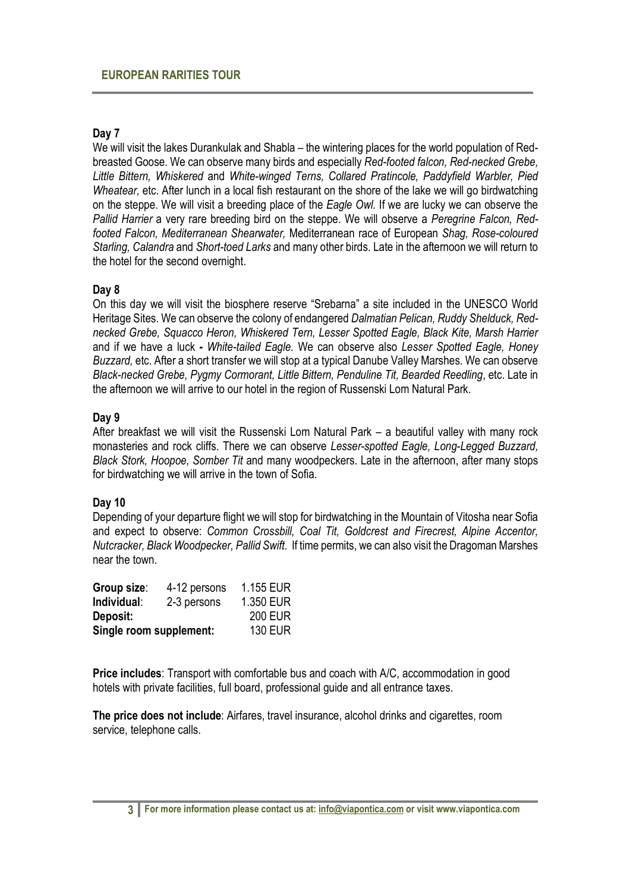## EUROPEAN RARITIES TOUR

**Day 7**

We will visit the lakes Durankulak and Shabla – the wintering places for the world population of Red-breasted Goose. We can observe many birds and especially *Red-footed falcon, Red-necked Grebe, Little Bittern, Whiskered* and *White-winged Terns, Collared Pratincole, Paddyfield Warbler, Pied Wheatear,* etc. After lunch in a local fish restaurant on the shore of the lake we will go birdwatching on the steppe. We will visit a breeding place of the *Eagle Owl.* If we are lucky we can observe the *Pallid Harrier* a very rare breeding bird on the steppe. We will observe a *Peregrine Falcon, Red-footed Falcon, Mediterranean Shearwater,* Mediterranean race of European *Shag, Rose-coloured Starling, Calandra* and *Short-toed Larks* and many other birds. Late in the afternoon we will return to the hotel for the second overnight.

**Day 8**

On this day we will visit the biosphere reserve "Srebarna" a site included in the UNESCO World Heritage Sites. We can observe the colony of endangered *Dalmatian Pelican, Ruddy Shelduck, Red-necked Grebe, Squacco Heron, Whiskered Tern, Lesser Spotted Eagle, Black Kite, Marsh Harrier* and if we have a luck **-** *White-tailed Eagle.* We can observe also *Lesser Spotted Eagle, Honey Buzzard,* etc. After a short transfer we will stop at a typical Danube Valley Marshes. We can observe *Black-necked Grebe, Pygmy Cormorant, Little Bittern, Penduline Tit, Bearded Reedling*, etc. Late in the afternoon we will arrive to our hotel in the region of Russenski Lom Natural Park.

**Day 9**

After breakfast we will visit the Russenski Lom Natural Park – a beautiful valley with many rock monasteries and rock cliffs. There we can observe *Lesser-spotted Eagle, Long-Legged Buzzard, Black Stork, Hoopoe, Somber Tit* and many woodpeckers. Late in the afternoon, after many stops for birdwatching we will arrive in the town of Sofia.

**Day 10**

Depending of your departure flight we will stop for birdwatching in the Mountain of Vitosha near Sofia and expect to observe: *Common Crossbill, Coal Tit, Goldcrest and Firecrest, Alpine Accentor, Nutcracker, Black Woodpecker, Pallid Swift*. If time permits, we can also visit the Dragoman Marshes near the town.

| | | |
|---|---|---|
| **Group size**: | 4-12 persons | 1.155 EUR |
| **Individual**: | 2-3 persons | 1.350 EUR |
| **Deposit:** | | 200 EUR |
| **Single room supplement:** | | 130 EUR |

**Price includes**: Transport with comfortable bus and coach with A/C, accommodation in good hotels with private facilities, full board, professional guide and all entrance taxes.

**The price does not include**: Airfares, travel insurance, alcohol drinks and cigarettes, room service, telephone calls.

**For more information please contact us at: info@viapontica.com or visit www.viapontica.com**